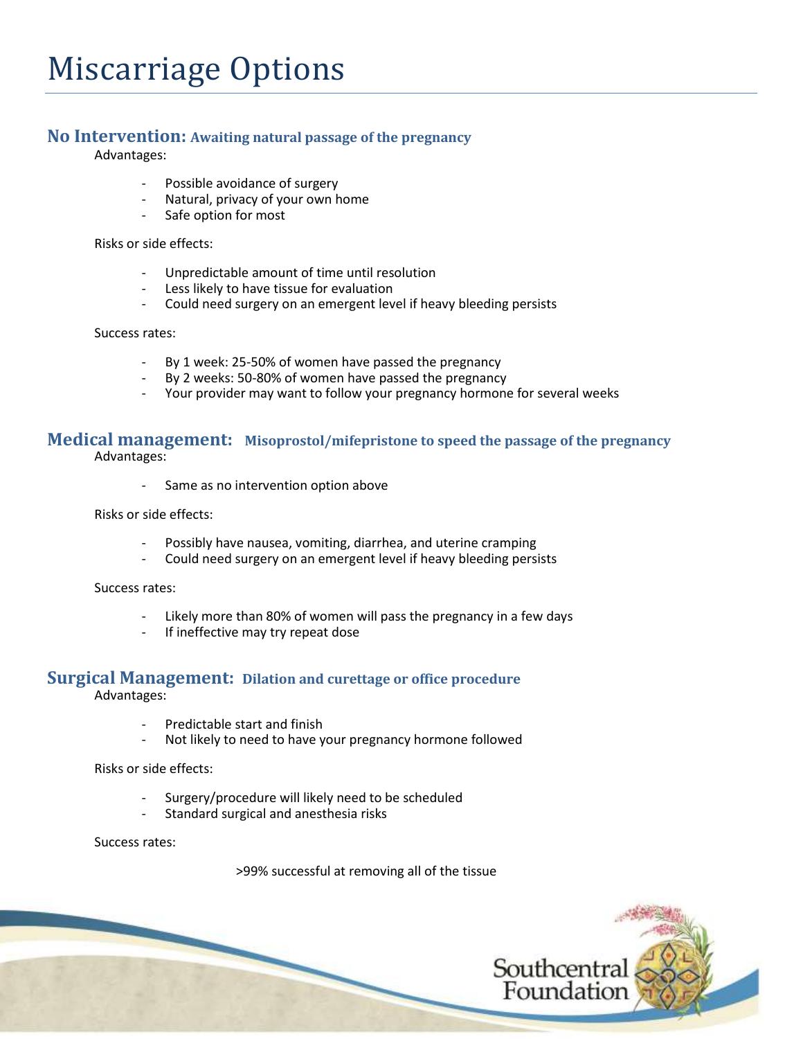# Miscarriage Options

## No Intervention: Awaiting natural passage of the pregnancy

Advantages:

- Possible avoidance of surgery
- Natural, privacy of your own home
- Safe option for most

Risks or side effects:

- Unpredictable amount of time until resolution
- Less likely to have tissue for evaluation
- Could need surgery on an emergent level if heavy bleeding persists

Success rates:

- By 1 week: 25-50% of women have passed the pregnancy
- By 2 weeks: 50-80% of women have passed the pregnancy
- Your provider may want to follow your pregnancy hormone for several weeks

## Medical management: Misoprostol/mifepristone to speed the passage of the pregnancy

Advantages:

- Same as no intervention option above

Risks or side effects:

- Possibly have nausea, vomiting, diarrhea, and uterine cramping
- Could need surgery on an emergent level if heavy bleeding persists

Success rates:

- Likely more than 80% of women will pass the pregnancy in a few days
- If ineffective may try repeat dose

## Surgical Management: Dilation and curettage or office procedure

Advantages:

- Predictable start and finish
- Not likely to need to have your pregnancy hormone followed

Risks or side effects:

- Surgery/procedure will likely need to be scheduled
- Standard surgical and anesthesia risks

Success rates:

>99% successful at removing all of the tissue

Southcentral Foundation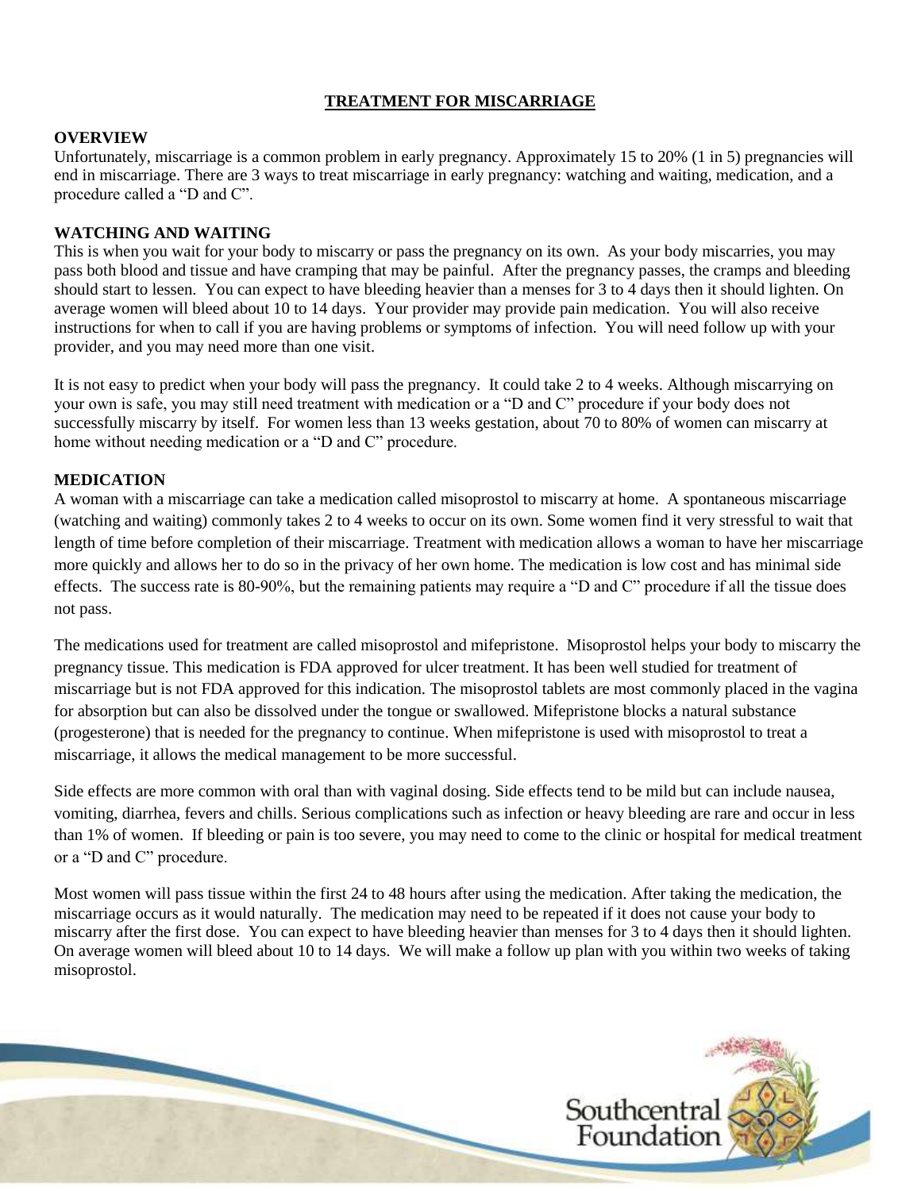# TREATMENT FOR MISCARRIAGE

## OVERVIEW

Unfortunately, miscarriage is a common problem in early pregnancy. Approximately 15 to 20% (1 in 5) pregnancies will end in miscarriage. There are 3 ways to treat miscarriage in early pregnancy: watching and waiting, medication, and a procedure called a "D and C".

## WATCHING AND WAITING

This is when you wait for your body to miscarry or pass the pregnancy on its own. As your body miscarries, you may pass both blood and tissue and have cramping that may be painful. After the pregnancy passes, the cramps and bleeding should start to lessen. You can expect to have bleeding heavier than a menses for 3 to 4 days then it should lighten. On average women will bleed about 10 to 14 days. Your provider may provide pain medication. You will also receive instructions for when to call if you are having problems or symptoms of infection. You will need follow up with your provider, and you may need more than one visit.

It is not easy to predict when your body will pass the pregnancy. It could take 2 to 4 weeks. Although miscarrying on your own is safe, you may still need treatment with medication or a "D and C" procedure if your body does not successfully miscarry by itself. For women less than 13 weeks gestation, about 70 to 80% of women can miscarry at home without needing medication or a "D and C" procedure.

## MEDICATION

A woman with a miscarriage can take a medication called misoprostol to miscarry at home. A spontaneous miscarriage (watching and waiting) commonly takes 2 to 4 weeks to occur on its own. Some women find it very stressful to wait that length of time before completion of their miscarriage. Treatment with medication allows a woman to have her miscarriage more quickly and allows her to do so in the privacy of her own home. The medication is low cost and has minimal side effects. The success rate is 80-90%, but the remaining patients may require a "D and C" procedure if all the tissue does not pass.

The medications used for treatment are called misoprostol and mifepristone. Misoprostol helps your body to miscarry the pregnancy tissue. This medication is FDA approved for ulcer treatment. It has been well studied for treatment of miscarriage but is not FDA approved for this indication. The misoprostol tablets are most commonly placed in the vagina for absorption but can also be dissolved under the tongue or swallowed. Mifepristone blocks a natural substance (progesterone) that is needed for the pregnancy to continue. When mifepristone is used with misoprostol to treat a miscarriage, it allows the medical management to be more successful.

Side effects are more common with oral than with vaginal dosing. Side effects tend to be mild but can include nausea, vomiting, diarrhea, fevers and chills. Serious complications such as infection or heavy bleeding are rare and occur in less than 1% of women. If bleeding or pain is too severe, you may need to come to the clinic or hospital for medical treatment or a "D and C" procedure.

Most women will pass tissue within the first 24 to 48 hours after using the medication. After taking the medication, the miscarriage occurs as it would naturally. The medication may need to be repeated if it does not cause your body to miscarry after the first dose. You can expect to have bleeding heavier than menses for 3 to 4 days then it should lighten. On average women will bleed about 10 to 14 days. We will make a follow up plan with you within two weeks of taking misoprostol.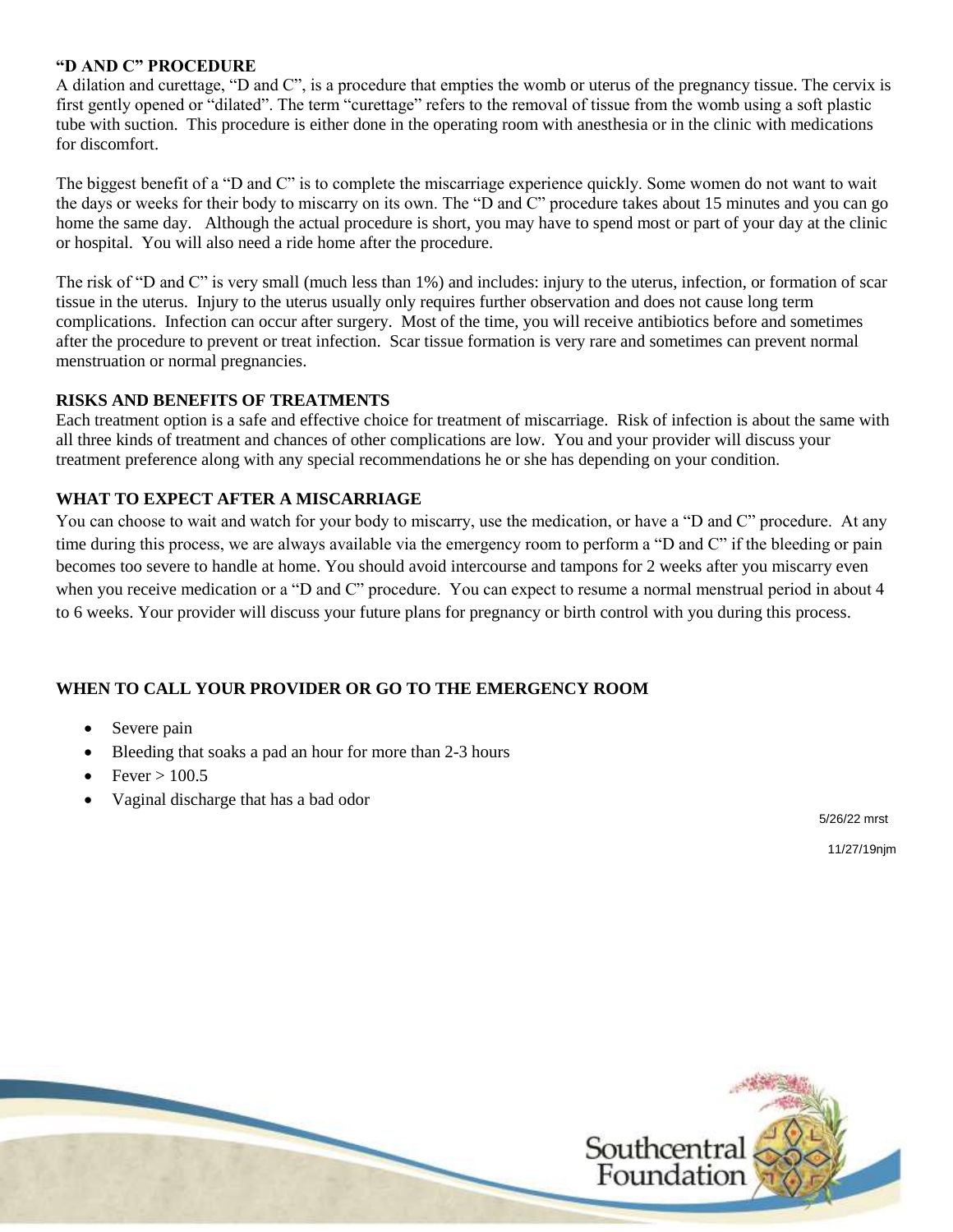### "D AND C" PROCEDURE

A dilation and curettage, "D and C", is a procedure that empties the womb or uterus of the pregnancy tissue. The cervix is first gently opened or "dilated". The term "curettage" refers to the removal of tissue from the womb using a soft plastic tube with suction. This procedure is either done in the operating room with anesthesia or in the clinic with medications for discomfort.

The biggest benefit of a "D and C" is to complete the miscarriage experience quickly. Some women do not want to wait the days or weeks for their body to miscarry on its own. The "D and C" procedure takes about 15 minutes and you can go home the same day. Although the actual procedure is short, you may have to spend most or part of your day at the clinic or hospital. You will also need a ride home after the procedure.

The risk of "D and C" is very small (much less than 1%) and includes: injury to the uterus, infection, or formation of scar tissue in the uterus. Injury to the uterus usually only requires further observation and does not cause long term complications. Infection can occur after surgery. Most of the time, you will receive antibiotics before and sometimes after the procedure to prevent or treat infection. Scar tissue formation is very rare and sometimes can prevent normal menstruation or normal pregnancies.

### RISKS AND BENEFITS OF TREATMENTS

Each treatment option is a safe and effective choice for treatment of miscarriage. Risk of infection is about the same with all three kinds of treatment and chances of other complications are low. You and your provider will discuss your treatment preference along with any special recommendations he or she has depending on your condition.

### WHAT TO EXPECT AFTER A MISCARRIAGE

You can choose to wait and watch for your body to miscarry, use the medication, or have a "D and C" procedure. At any time during this process, we are always available via the emergency room to perform a "D and C" if the bleeding or pain becomes too severe to handle at home. You should avoid intercourse and tampons for 2 weeks after you miscarry even when you receive medication or a "D and C" procedure. You can expect to resume a normal menstrual period in about 4 to 6 weeks. Your provider will discuss your future plans for pregnancy or birth control with you during this process.

### WHEN TO CALL YOUR PROVIDER OR GO TO THE EMERGENCY ROOM

- Severe pain
- Bleeding that soaks a pad an hour for more than 2-3 hours
- Fever > 100.5
- Vaginal discharge that has a bad odor

5/26/22 mrst

11/27/19njm

Southcentral Foundation